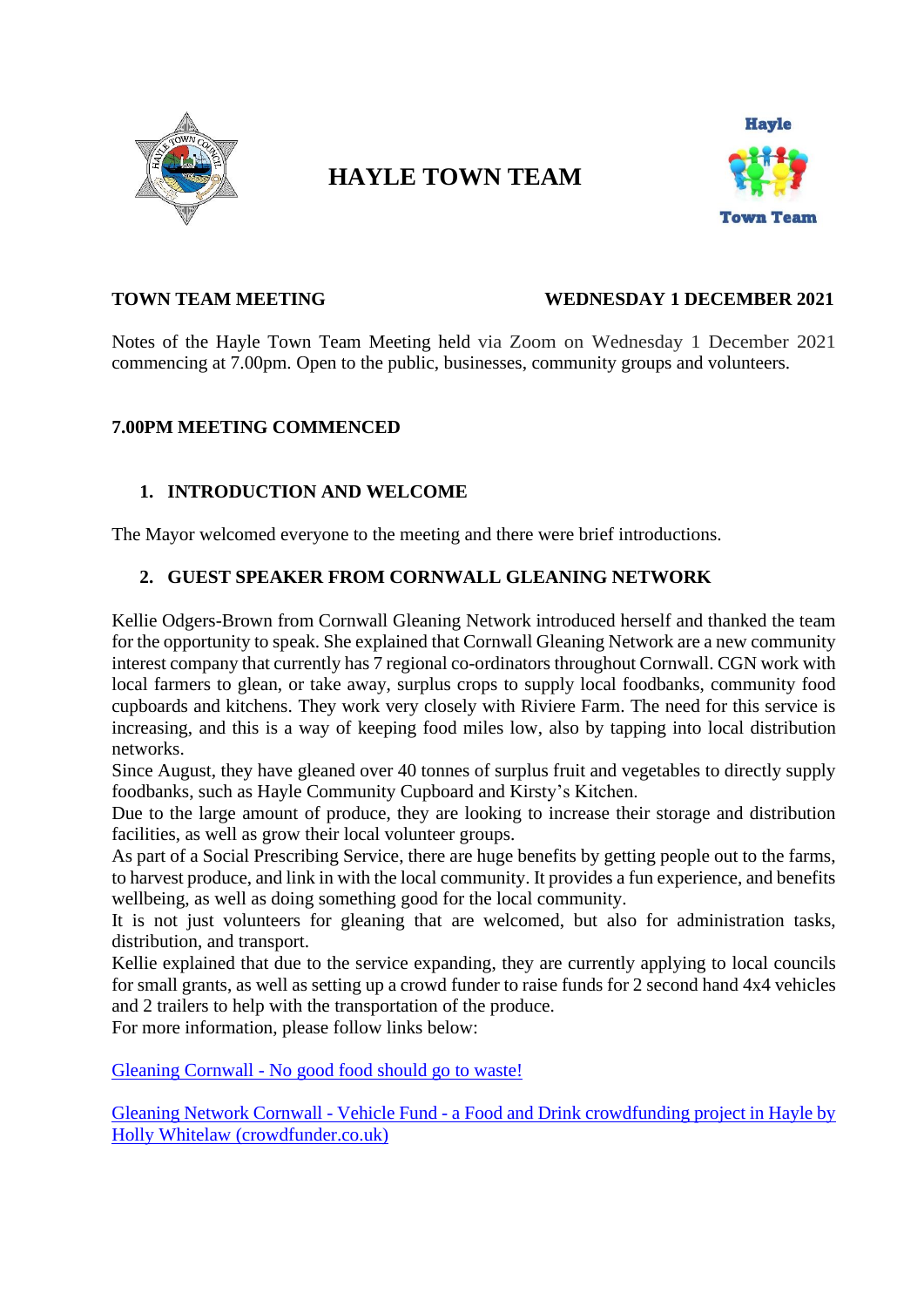# HAYLE TOWN TEAM

**TOWN TEAM MEETING** **WEDNESDAY 1 DECEMBER 2021**

Notes of the Hayle Town Team Meeting held via Zoom on Wednesday 1 December 2021 commencing at 7.00pm. Open to the public, businesses, community groups and volunteers.

**7.00PM MEETING COMMENCED**

## 1. INTRODUCTION AND WELCOME

The Mayor welcomed everyone to the meeting and there were brief introductions.

## 2. GUEST SPEAKER FROM CORNWALL GLEANING NETWORK

Kellie Odgers-Brown from Cornwall Gleaning Network introduced herself and thanked the team for the opportunity to speak. She explained that Cornwall Gleaning Network are a new community interest company that currently has 7 regional co-ordinators throughout Cornwall. CGN work with local farmers to glean, or take away, surplus crops to supply local foodbanks, community food cupboards and kitchens. They work very closely with Riviere Farm. The need for this service is increasing, and this is a way of keeping food miles low, also by tapping into local distribution networks.
Since August, they have gleaned over 40 tonnes of surplus fruit and vegetables to directly supply foodbanks, such as Hayle Community Cupboard and Kirsty's Kitchen.
Due to the large amount of produce, they are looking to increase their storage and distribution facilities, as well as grow their local volunteer groups.
As part of a Social Prescribing Service, there are huge benefits by getting people out to the farms, to harvest produce, and link in with the local community. It provides a fun experience, and benefits wellbeing, as well as doing something good for the local community.
It is not just volunteers for gleaning that are welcomed, but also for administration tasks, distribution, and transport.
Kellie explained that due to the service expanding, they are currently applying to local councils for small grants, as well as setting up a crowd funder to raise funds for 2 second hand 4x4 vehicles and 2 trailers to help with the transportation of the produce.
For more information, please follow links below:

[Gleaning Cornwall - No good food should go to waste!]

[Gleaning Network Cornwall - Vehicle Fund - a Food and Drink crowdfunding project in Hayle by Holly Whitelaw (crowdfunder.co.uk)]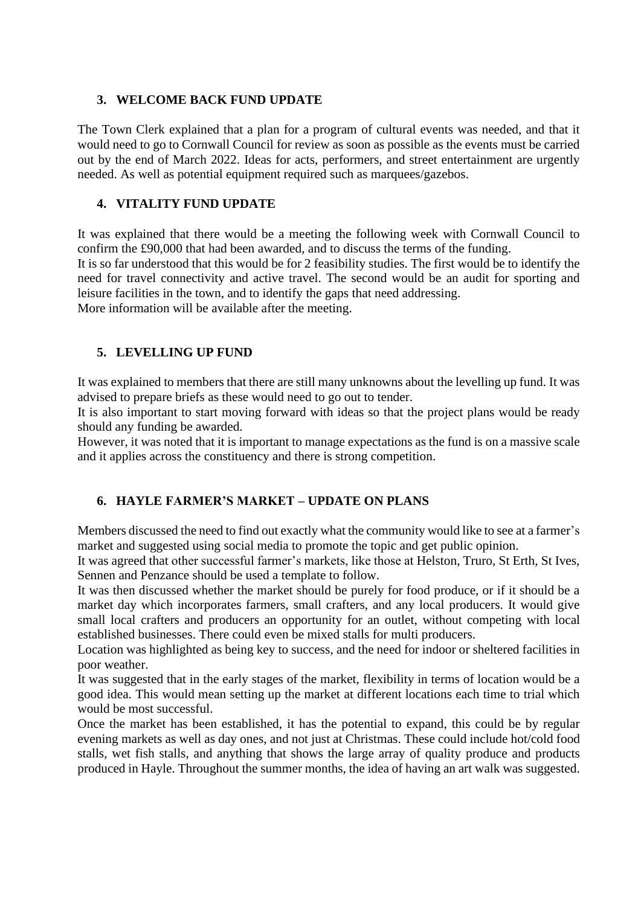## 3. WELCOME BACK FUND UPDATE

The Town Clerk explained that a plan for a program of cultural events was needed, and that it would need to go to Cornwall Council for review as soon as possible as the events must be carried out by the end of March 2022. Ideas for acts, performers, and street entertainment are urgently needed. As well as potential equipment required such as marquees/gazebos.

## 4. VITALITY FUND UPDATE

It was explained that there would be a meeting the following week with Cornwall Council to confirm the £90,000 that had been awarded, and to discuss the terms of the funding.
It is so far understood that this would be for 2 feasibility studies. The first would be to identify the need for travel connectivity and active travel. The second would be an audit for sporting and leisure facilities in the town, and to identify the gaps that need addressing.
More information will be available after the meeting.

## 5. LEVELLING UP FUND

It was explained to members that there are still many unknowns about the levelling up fund. It was advised to prepare briefs as these would need to go out to tender.
It is also important to start moving forward with ideas so that the project plans would be ready should any funding be awarded.
However, it was noted that it is important to manage expectations as the fund is on a massive scale and it applies across the constituency and there is strong competition.

## 6. HAYLE FARMER'S MARKET – UPDATE ON PLANS

Members discussed the need to find out exactly what the community would like to see at a farmer's market and suggested using social media to promote the topic and get public opinion.
It was agreed that other successful farmer's markets, like those at Helston, Truro, St Erth, St Ives, Sennen and Penzance should be used a template to follow.
It was then discussed whether the market should be purely for food produce, or if it should be a market day which incorporates farmers, small crafters, and any local producers. It would give small local crafters and producers an opportunity for an outlet, without competing with local established businesses. There could even be mixed stalls for multi producers.
Location was highlighted as being key to success, and the need for indoor or sheltered facilities in poor weather.
It was suggested that in the early stages of the market, flexibility in terms of location would be a good idea. This would mean setting up the market at different locations each time to trial which would be most successful.
Once the market has been established, it has the potential to expand, this could be by regular evening markets as well as day ones, and not just at Christmas. These could include hot/cold food stalls, wet fish stalls, and anything that shows the large array of quality produce and products produced in Hayle. Throughout the summer months, the idea of having an art walk was suggested.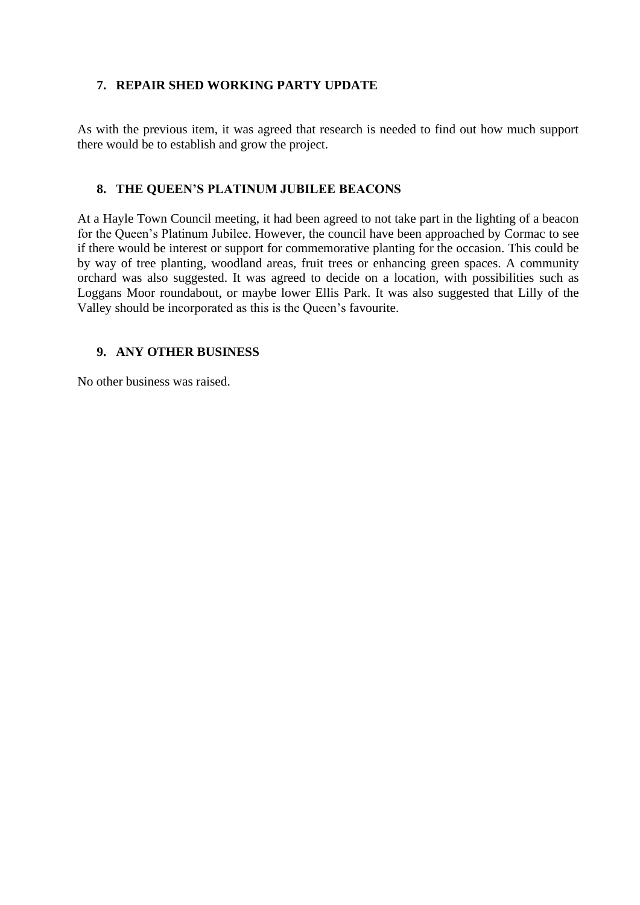## 7. REPAIR SHED WORKING PARTY UPDATE

As with the previous item, it was agreed that research is needed to find out how much support there would be to establish and grow the project.

## 8. THE QUEEN'S PLATINUM JUBILEE BEACONS

At a Hayle Town Council meeting, it had been agreed to not take part in the lighting of a beacon for the Queen's Platinum Jubilee. However, the council have been approached by Cormac to see if there would be interest or support for commemorative planting for the occasion. This could be by way of tree planting, woodland areas, fruit trees or enhancing green spaces. A community orchard was also suggested. It was agreed to decide on a location, with possibilities such as Loggans Moor roundabout, or maybe lower Ellis Park. It was also suggested that Lilly of the Valley should be incorporated as this is the Queen's favourite.

## 9. ANY OTHER BUSINESS

No other business was raised.